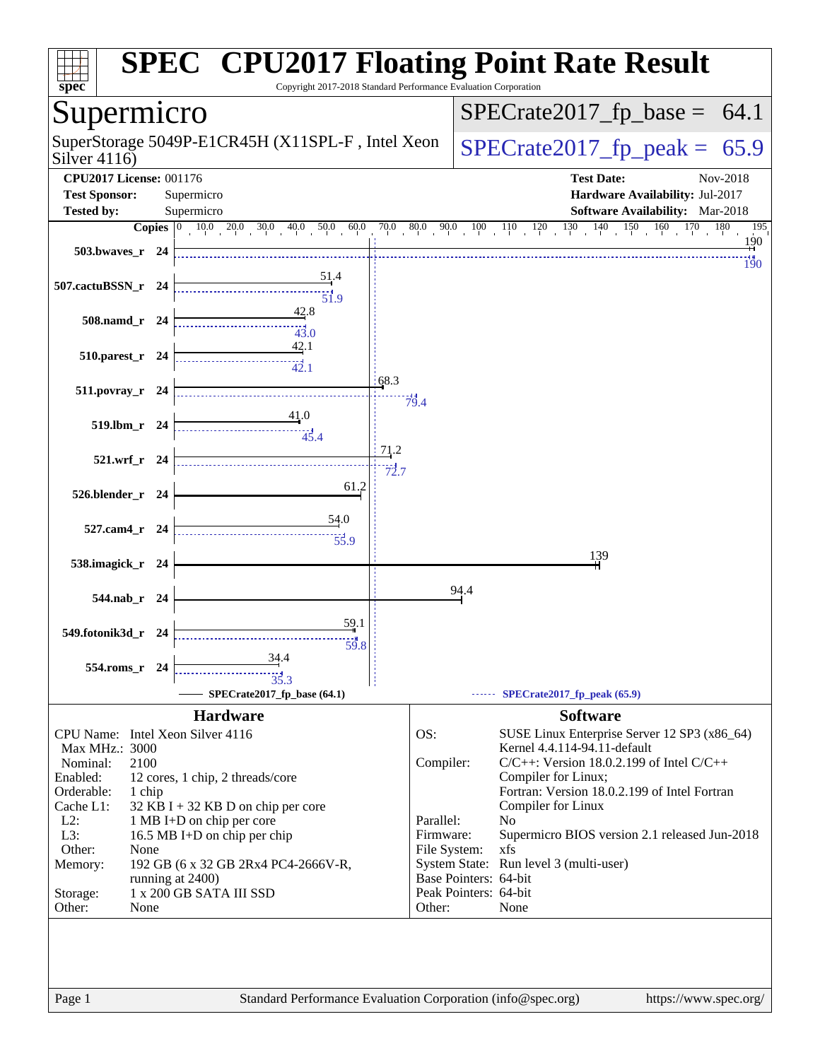# SPEC CPU2017 Floating Point Rate Result

Copyright 2017-2018 Standard Performance Evaluation Corporation

## Supermicro

SuperStorage 5049P-E1CR45H (X11SPL-F , Intel Xeon Silver 4116)

SPECrate2017_fp_base = 64.1

SPECrate2017_fp_peak = 65.9

**CPU2017 License:** 001176
**Test Sponsor:** Supermicro
**Tested by:** Supermicro

**Test Date:** Nov-2018
**Hardware Availability:** Jul-2017
**Software Availability:** Mar-2018

| Benchmark | Copies | Base | Peak |
|---|---|---|---|
| 503.bwaves_r | 24 | 190 | 190 |
| 507.cactuBSSN_r | 24 | 51.4 | 51.9 |
| 508.namd_r | 24 | 42.8 | 43.0 |
| 510.parest_r | 24 | 42.1 | 42.1 |
| 511.povray_r | 24 | 68.3 | 79.4 |
| 519.lbm_r | 24 | 41.0 | 45.4 |
| 521.wrf_r | 24 | 71.2 | 72.7 |
| 526.blender_r | 24 | 61.2 | |
| 527.cam4_r | 24 | 54.0 | 55.9 |
| 538.imagick_r | 24 | 139 | |
| 544.nab_r | 24 | 94.4 | |
| 549.fotonik3d_r | 24 | 59.1 | 59.8 |
| 554.roms_r | 24 | 34.4 | 35.3 |

SPECrate2017_fp_base (64.1) ------ SPECrate2017_fp_peak (65.9)

## Hardware

| | |
|---|---|
| CPU Name: | Intel Xeon Silver 4116 |
| Max MHz.: | 3000 |
| Nominal: | 2100 |
| Enabled: | 12 cores, 1 chip, 2 threads/core |
| Orderable: | 1 chip |
| Cache L1: | 32 KB I + 32 KB D on chip per core |
| L2: | 1 MB I+D on chip per core |
| L3: | 16.5 MB I+D on chip per chip |
| Other: | None |
| Memory: | 192 GB (6 x 32 GB 2Rx4 PC4-2666V-R, running at 2400) |
| Storage: | 1 x 200 GB SATA III SSD |
| Other: | None |

## Software

| | |
|---|---|
| OS: | SUSE Linux Enterprise Server 12 SP3 (x86_64) Kernel 4.4.114-94.11-default |
| Compiler: | C/C++: Version 18.0.2.199 of Intel C/C++ Compiler for Linux; Fortran: Version 18.0.2.199 of Intel Fortran Compiler for Linux |
| Parallel: | No |
| Firmware: | Supermicro BIOS version 2.1 released Jun-2018 |
| File System: | xfs |
| System State: | Run level 3 (multi-user) |
| Base Pointers: | 64-bit |
| Peak Pointers: | 64-bit |
| Other: | None |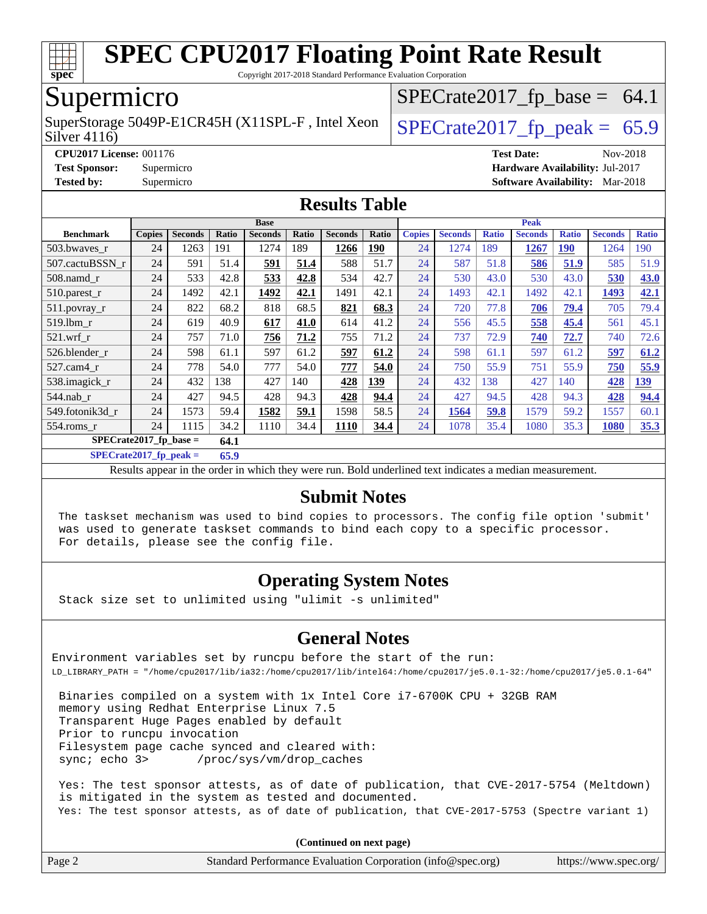# SPEC CPU2017 Floating Point Rate Result

Copyright 2017-2018 Standard Performance Evaluation Corporation

## Supermicro

SuperStorage 5049P-E1CR45H (X11SPL-F , Intel Xeon Silver 4116)

SPECrate2017_fp_base = 64.1

SPECrate2017_fp_peak = 65.9

**CPU2017 License:** 001176
**Test Sponsor:** Supermicro
**Tested by:** Supermicro

**Test Date:** Nov-2018
**Hardware Availability:** Jul-2017
**Software Availability:** Mar-2018

## Results Table

| Benchmark | Base | | | | | | | Peak | | | | | | |
|---|---|---|---|---|---|---|---|---|---|---|---|---|---|---|
| | Copies | Seconds | Ratio | Seconds | Ratio | Seconds | Ratio | Copies | Seconds | Ratio | Seconds | Ratio | Seconds | Ratio |
| 503.bwaves_r | 24 | 1263 | 191 | 1274 | 189 | **1266** | **190** | 24 | 1274 | 189 | **1267** | **190** | 1264 | 190 |
| 507.cactuBSSN_r | 24 | 591 | 51.4 | **591** | **51.4** | 588 | 51.7 | 24 | 587 | 51.8 | **586** | **51.9** | 585 | 51.9 |
| 508.namd_r | 24 | 533 | 42.8 | **533** | **42.8** | 534 | 42.7 | 24 | 530 | 43.0 | 530 | 43.0 | **530** | **43.0** |
| 510.parest_r | 24 | 1492 | 42.1 | **1492** | **42.1** | 1491 | 42.1 | 24 | 1493 | 42.1 | 1492 | 42.1 | **1493** | **42.1** |
| 511.povray_r | 24 | 822 | 68.2 | 818 | 68.5 | **821** | **68.3** | 24 | 720 | 77.8 | **706** | **79.4** | 705 | 79.4 |
| 519.lbm_r | 24 | 619 | 40.9 | **617** | **41.0** | 614 | 41.2 | 24 | 556 | 45.5 | **558** | **45.4** | 561 | 45.1 |
| 521.wrf_r | 24 | 757 | 71.0 | **756** | **71.2** | 755 | 71.2 | 24 | 737 | 72.9 | **740** | **72.7** | 740 | 72.6 |
| 526.blender_r | 24 | 598 | 61.1 | 597 | 61.2 | **597** | **61.2** | 24 | 598 | 61.1 | 597 | 61.2 | **597** | **61.2** |
| 527.cam4_r | 24 | 778 | 54.0 | 777 | 54.0 | **777** | **54.0** | 24 | 750 | 55.9 | 751 | 55.9 | **750** | **55.9** |
| 538.imagick_r | 24 | 432 | 138 | 427 | 140 | **428** | **139** | 24 | 432 | 138 | 427 | 140 | **428** | **139** |
| 544.nab_r | 24 | 427 | 94.5 | 428 | 94.3 | **428** | **94.4** | 24 | 427 | 94.5 | 428 | 94.3 | **428** | **94.4** |
| 549.fotonik3d_r | 24 | 1573 | 59.4 | **1582** | **59.1** | 1598 | 58.5 | 24 | **1564** | **59.8** | 1579 | 59.2 | 1557 | 60.1 |
| 554.roms_r | 24 | 1115 | 34.2 | 1110 | 34.4 | **1110** | **34.4** | 24 | 1078 | 35.4 | 1080 | 35.3 | **1080** | **35.3** |

**SPECrate2017_fp_base = 64.1**

**SPECrate2017_fp_peak = 65.9**

Results appear in the order in which they were run. Bold underlined text indicates a median measurement.

## Submit Notes

```
The taskset mechanism was used to bind copies to processors. The config file option 'submit'
was used to generate taskset commands to bind each copy to a specific processor.
For details, please see the config file.
```

## Operating System Notes

```
Stack size set to unlimited using "ulimit -s unlimited"
```

## General Notes

```
Environment variables set by runcpu before the start of the run:
LD_LIBRARY_PATH = "/home/cpu2017/lib/ia32:/home/cpu2017/lib/intel64:/home/cpu2017/je5.0.1-32:/home/cpu2017/je5.0.1-64"

Binaries compiled on a system with 1x Intel Core i7-6700K CPU + 32GB RAM
memory using Redhat Enterprise Linux 7.5
Transparent Huge Pages enabled by default
Prior to runcpu invocation
Filesystem page cache synced and cleared with:
sync; echo 3>       /proc/sys/vm/drop_caches

Yes: The test sponsor attests, as of date of publication, that CVE-2017-5754 (Meltdown)
is mitigated in the system as tested and documented.
Yes: The test sponsor attests, as of date of publication, that CVE-2017-5753 (Spectre variant 1)
```

**(Continued on next page)**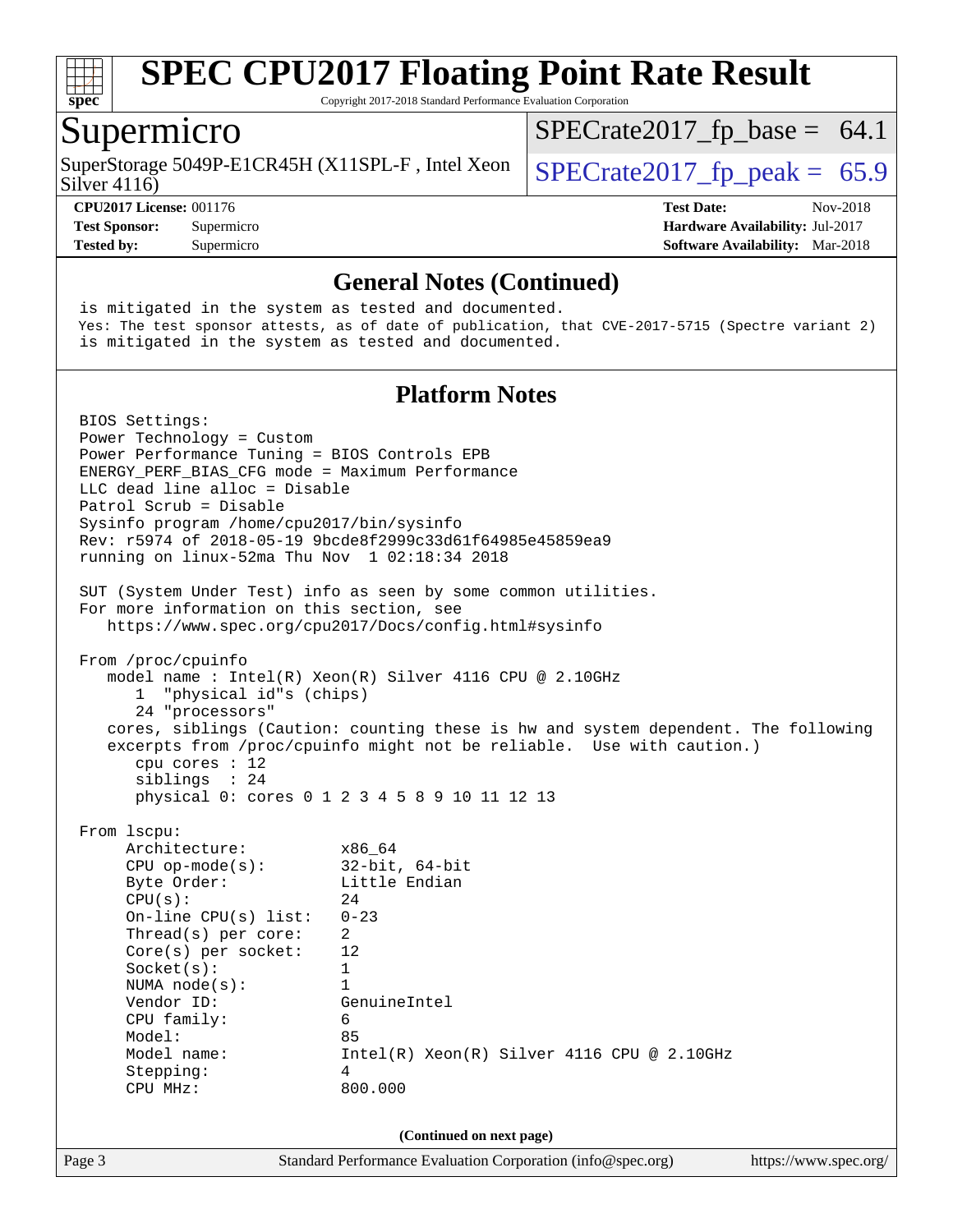## General Notes (Continued)

```
is mitigated in the system as tested and documented.
Yes: The test sponsor attests, as of date of publication, that CVE-2017-5715 (Spectre variant 2)
is mitigated in the system as tested and documented.
```

## Platform Notes

```
BIOS Settings:
Power Technology = Custom
Power Performance Tuning = BIOS Controls EPB
ENERGY_PERF_BIAS_CFG mode = Maximum Performance
LLC dead line alloc = Disable
Patrol Scrub = Disable
Sysinfo program /home/cpu2017/bin/sysinfo
Rev: r5974 of 2018-05-19 9bcde8f2999c33d61f64985e45859ea9
running on linux-52ma Thu Nov  1 02:18:34 2018

SUT (System Under Test) info as seen by some common utilities.
For more information on this section, see
   https://www.spec.org/cpu2017/Docs/config.html#sysinfo

From /proc/cpuinfo
   model name : Intel(R) Xeon(R) Silver 4116 CPU @ 2.10GHz
      1  "physical id"s (chips)
      24 "processors"
   cores, siblings (Caution: counting these is hw and system dependent. The following
   excerpts from /proc/cpuinfo might not be reliable.  Use with caution.)
      cpu cores : 12
      siblings  : 24
      physical 0: cores 0 1 2 3 4 5 8 9 10 11 12 13

From lscpu:
     Architecture:          x86_64
     CPU op-mode(s):        32-bit, 64-bit
     Byte Order:            Little Endian
     CPU(s):                24
     On-line CPU(s) list:   0-23
     Thread(s) per core:    2
     Core(s) per socket:    12
     Socket(s):             1
     NUMA node(s):          1
     Vendor ID:             GenuineIntel
     CPU family:            6
     Model:                 85
     Model name:            Intel(R) Xeon(R) Silver 4116 CPU @ 2.10GHz
     Stepping:              4
     CPU MHz:               800.000
```

(Continued on next page)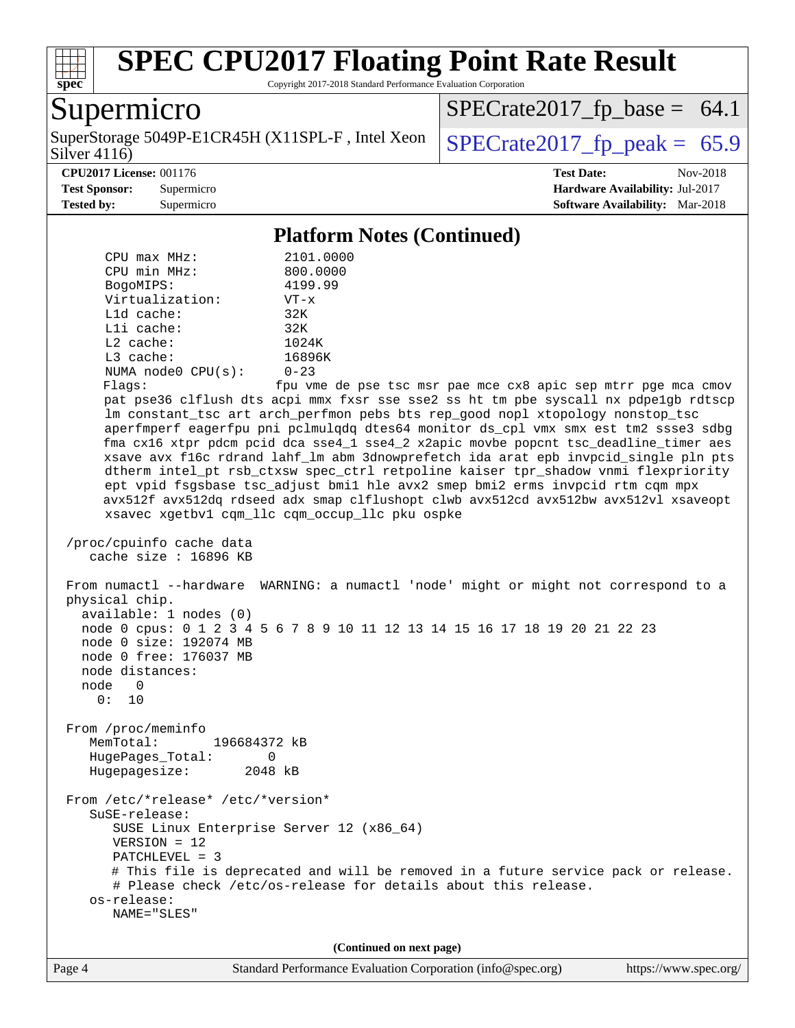# SPEC CPU2017 Floating Point Rate Result

Copyright 2017-2018 Standard Performance Evaluation Corporation

## Supermicro

SuperStorage 5049P-E1CR45H (X11SPL-F , Intel Xeon Silver 4116)

SPECrate2017_fp_base = 64.1

SPECrate2017_fp_peak = 65.9

**CPU2017 License:** 001176
**Test Sponsor:** Supermicro
**Tested by:** Supermicro

**Test Date:** Nov-2018
**Hardware Availability:** Jul-2017
**Software Availability:** Mar-2018

### Platform Notes (Continued)

```
    CPU max MHz:           2101.0000
    CPU min MHz:           800.0000
    BogoMIPS:              4199.99
    Virtualization:        VT-x
    L1d cache:             32K
    L1i cache:             32K
    L2 cache:              1024K
    L3 cache:              16896K
    NUMA node0 CPU(s):     0-23
    Flags:                 fpu vme de pse tsc msr pae mce cx8 apic sep mtrr pge mca cmov
    pat pse36 clflush dts acpi mmx fxsr sse sse2 ss ht tm pbe syscall nx pdpe1gb rdtscp
    lm constant_tsc art arch_perfmon pebs bts rep_good nopl xtopology nonstop_tsc
    aperfmperf eagerfpu pni pclmulqdq dtes64 monitor ds_cpl vmx smx est tm2 ssse3 sdbg
    fma cx16 xtpr pdcm pcid dca sse4_1 sse4_2 x2apic movbe popcnt tsc_deadline_timer aes
    xsave avx f16c rdrand lahf_lm abm 3dnowprefetch ida arat epb invpcid_single pln pts
    dtherm intel_pt rsb_ctxsw spec_ctrl retpoline kaiser tpr_shadow vnmi flexpriority
    ept vpid fsgsbase tsc_adjust bmi1 hle avx2 smep bmi2 erms invpcid rtm cqm mpx
    avx512f avx512dq rdseed adx smap clflushopt clwb avx512cd avx512bw avx512vl xsaveopt
    xsavec xgetbv1 cqm_llc cqm_occup_llc pku ospke

 /proc/cpuinfo cache data
    cache size : 16896 KB

 From numactl --hardware  WARNING: a numactl 'node' might or might not correspond to a
 physical chip.
   available: 1 nodes (0)
   node 0 cpus: 0 1 2 3 4 5 6 7 8 9 10 11 12 13 14 15 16 17 18 19 20 21 22 23
   node 0 size: 192074 MB
   node 0 free: 176037 MB
   node distances:
   node   0
     0:  10

 From /proc/meminfo
    MemTotal:       196684372 kB
    HugePages_Total:       0
    Hugepagesize:       2048 kB

 From /etc/*release* /etc/*version*
    SuSE-release:
       SUSE Linux Enterprise Server 12 (x86_64)
       VERSION = 12
       PATCHLEVEL = 3
       # This file is deprecated and will be removed in a future service pack or release.
       # Please check /etc/os-release for details about this release.
    os-release:
       NAME="SLES"
```

(Continued on next page)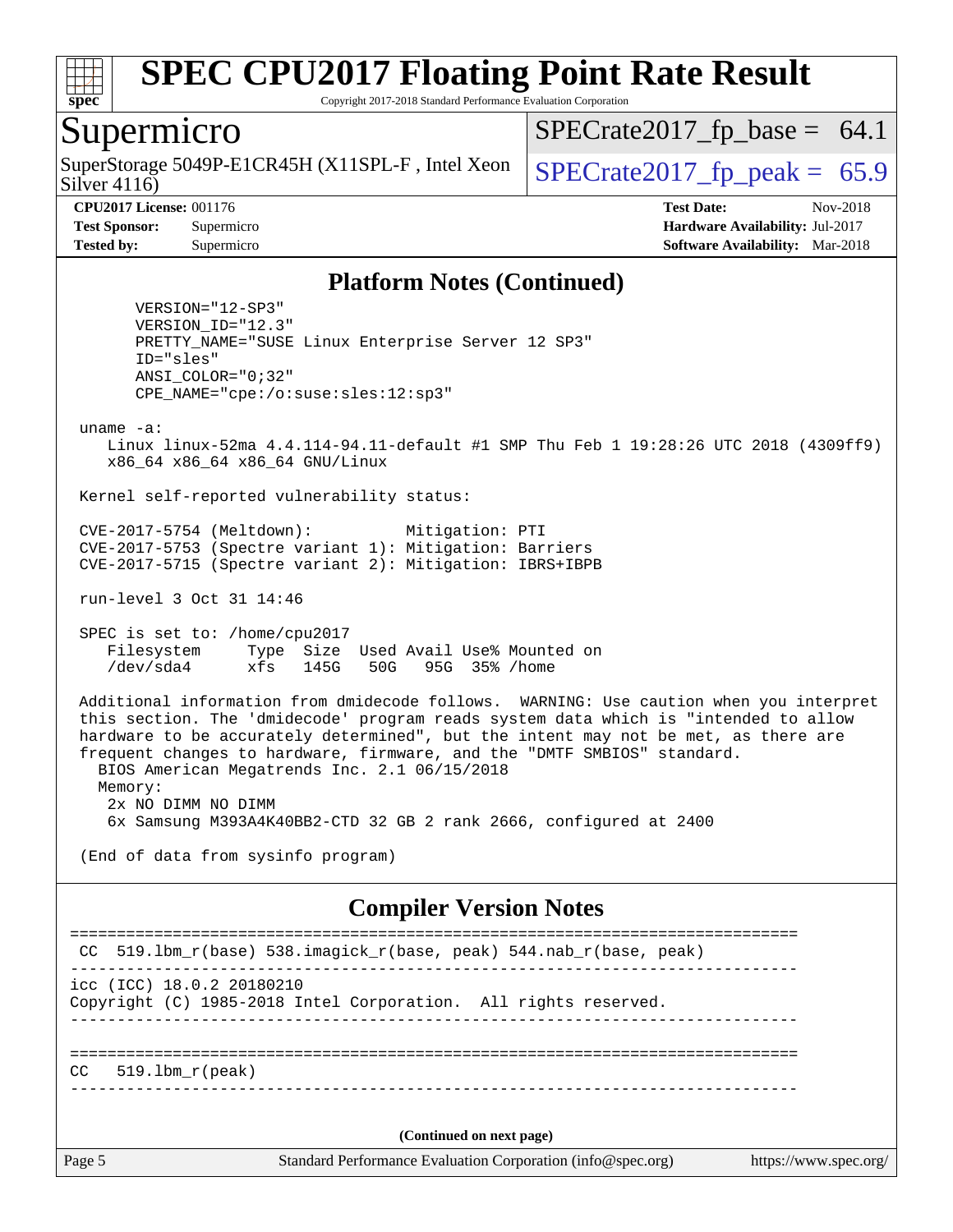# SPEC CPU2017 Floating Point Rate Result

Copyright 2017-2018 Standard Performance Evaluation Corporation

## Supermicro

SuperStorage 5049P-E1CR45H (X11SPL-F , Intel Xeon Silver 4116)

SPECrate2017_fp_base = 64.1

SPECrate2017_fp_peak = 65.9

**CPU2017 License:** 001176
**Test Sponsor:** Supermicro
**Tested by:** Supermicro

**Test Date:** Nov-2018
**Hardware Availability:** Jul-2017
**Software Availability:** Mar-2018

### Platform Notes (Continued)

```
      VERSION="12-SP3"
      VERSION_ID="12.3"
      PRETTY_NAME="SUSE Linux Enterprise Server 12 SP3"
      ID="sles"
      ANSI_COLOR="0;32"
      CPE_NAME="cpe:/o:suse:sles:12:sp3"

 uname -a:
    Linux linux-52ma 4.4.114-94.11-default #1 SMP Thu Feb 1 19:28:26 UTC 2018 (4309ff9)
    x86_64 x86_64 x86_64 GNU/Linux

 Kernel self-reported vulnerability status:

 CVE-2017-5754 (Meltdown):          Mitigation: PTI
 CVE-2017-5753 (Spectre variant 1): Mitigation: Barriers
 CVE-2017-5715 (Spectre variant 2): Mitigation: IBRS+IBPB

 run-level 3 Oct 31 14:46

 SPEC is set to: /home/cpu2017
    Filesystem     Type  Size  Used Avail Use% Mounted on
    /dev/sda4      xfs   145G   50G   95G  35% /home

 Additional information from dmidecode follows.  WARNING: Use caution when you interpret
 this section. The 'dmidecode' program reads system data which is "intended to allow
 hardware to be accurately determined", but the intent may not be met, as there are
 frequent changes to hardware, firmware, and the "DMTF SMBIOS" standard.
   BIOS American Megatrends Inc. 2.1 06/15/2018
   Memory:
    2x NO DIMM NO DIMM
    6x Samsung M393A4K40BB2-CTD 32 GB 2 rank 2666, configured at 2400

 (End of data from sysinfo program)
```

### Compiler Version Notes

```
==============================================================================
 CC  519.lbm_r(base) 538.imagick_r(base, peak) 544.nab_r(base, peak)
------------------------------------------------------------------------------
icc (ICC) 18.0.2 20180210
Copyright (C) 1985-2018 Intel Corporation.  All rights reserved.
------------------------------------------------------------------------------

==============================================================================
CC   519.lbm_r(peak)
------------------------------------------------------------------------------
```

(Continued on next page)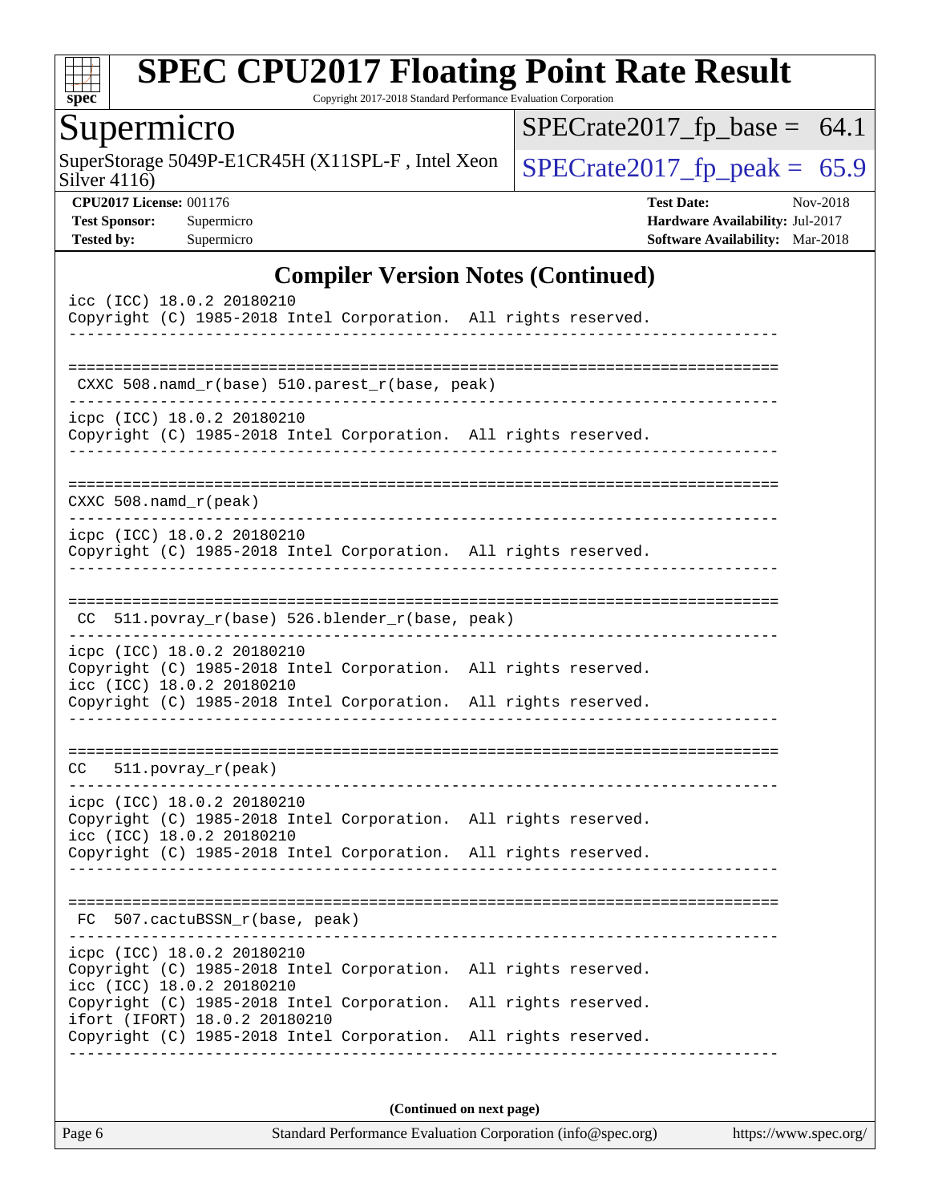## Compiler Version Notes (Continued)

```
icc (ICC) 18.0.2 20180210
Copyright (C) 1985-2018 Intel Corporation.  All rights reserved.
------------------------------------------------------------------------------

==============================================================================
 CXXC 508.namd_r(base) 510.parest_r(base, peak)
------------------------------------------------------------------------------
icpc (ICC) 18.0.2 20180210
Copyright (C) 1985-2018 Intel Corporation.  All rights reserved.
------------------------------------------------------------------------------

==============================================================================
CXXC 508.namd_r(peak)
------------------------------------------------------------------------------
icpc (ICC) 18.0.2 20180210
Copyright (C) 1985-2018 Intel Corporation.  All rights reserved.
------------------------------------------------------------------------------

==============================================================================
 CC  511.povray_r(base) 526.blender_r(base, peak)
------------------------------------------------------------------------------
icpc (ICC) 18.0.2 20180210
Copyright (C) 1985-2018 Intel Corporation.  All rights reserved.
icc (ICC) 18.0.2 20180210
Copyright (C) 1985-2018 Intel Corporation.  All rights reserved.
------------------------------------------------------------------------------

==============================================================================
CC   511.povray_r(peak)
------------------------------------------------------------------------------
icpc (ICC) 18.0.2 20180210
Copyright (C) 1985-2018 Intel Corporation.  All rights reserved.
icc (ICC) 18.0.2 20180210
Copyright (C) 1985-2018 Intel Corporation.  All rights reserved.
------------------------------------------------------------------------------

==============================================================================
 FC  507.cactuBSSN_r(base, peak)
------------------------------------------------------------------------------
icpc (ICC) 18.0.2 20180210
Copyright (C) 1985-2018 Intel Corporation.  All rights reserved.
icc (ICC) 18.0.2 20180210
Copyright (C) 1985-2018 Intel Corporation.  All rights reserved.
ifort (IFORT) 18.0.2 20180210
Copyright (C) 1985-2018 Intel Corporation.  All rights reserved.
------------------------------------------------------------------------------
```

**(Continued on next page)**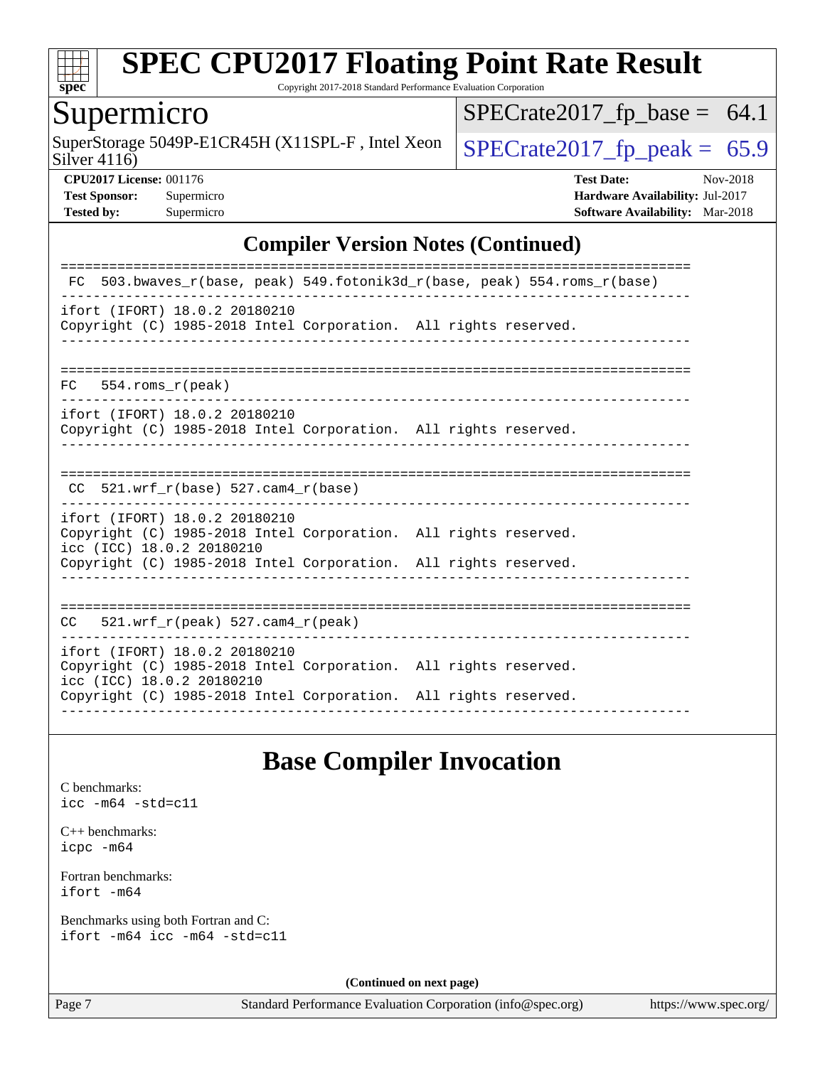## Compiler Version Notes (Continued)

```
==============================================================================
 FC  503.bwaves_r(base, peak) 549.fotonik3d_r(base, peak) 554.roms_r(base)
------------------------------------------------------------------------------
ifort (IFORT) 18.0.2 20180210
Copyright (C) 1985-2018 Intel Corporation.  All rights reserved.
------------------------------------------------------------------------------

==============================================================================
 FC   554.roms_r(peak)
------------------------------------------------------------------------------
ifort (IFORT) 18.0.2 20180210
Copyright (C) 1985-2018 Intel Corporation.  All rights reserved.
------------------------------------------------------------------------------

==============================================================================
 CC  521.wrf_r(base) 527.cam4_r(base)
------------------------------------------------------------------------------
ifort (IFORT) 18.0.2 20180210
Copyright (C) 1985-2018 Intel Corporation.  All rights reserved.
icc (ICC) 18.0.2 20180210
Copyright (C) 1985-2018 Intel Corporation.  All rights reserved.
------------------------------------------------------------------------------

==============================================================================
 CC   521.wrf_r(peak) 527.cam4_r(peak)
------------------------------------------------------------------------------
ifort (IFORT) 18.0.2 20180210
Copyright (C) 1985-2018 Intel Corporation.  All rights reserved.
icc (ICC) 18.0.2 20180210
Copyright (C) 1985-2018 Intel Corporation.  All rights reserved.
------------------------------------------------------------------------------
```

## Base Compiler Invocation

C benchmarks:
`icc -m64 -std=c11`

C++ benchmarks:
`icpc -m64`

Fortran benchmarks:
`ifort -m64`

Benchmarks using both Fortran and C:
`ifort -m64 icc -m64 -std=c11`

**(Continued on next page)**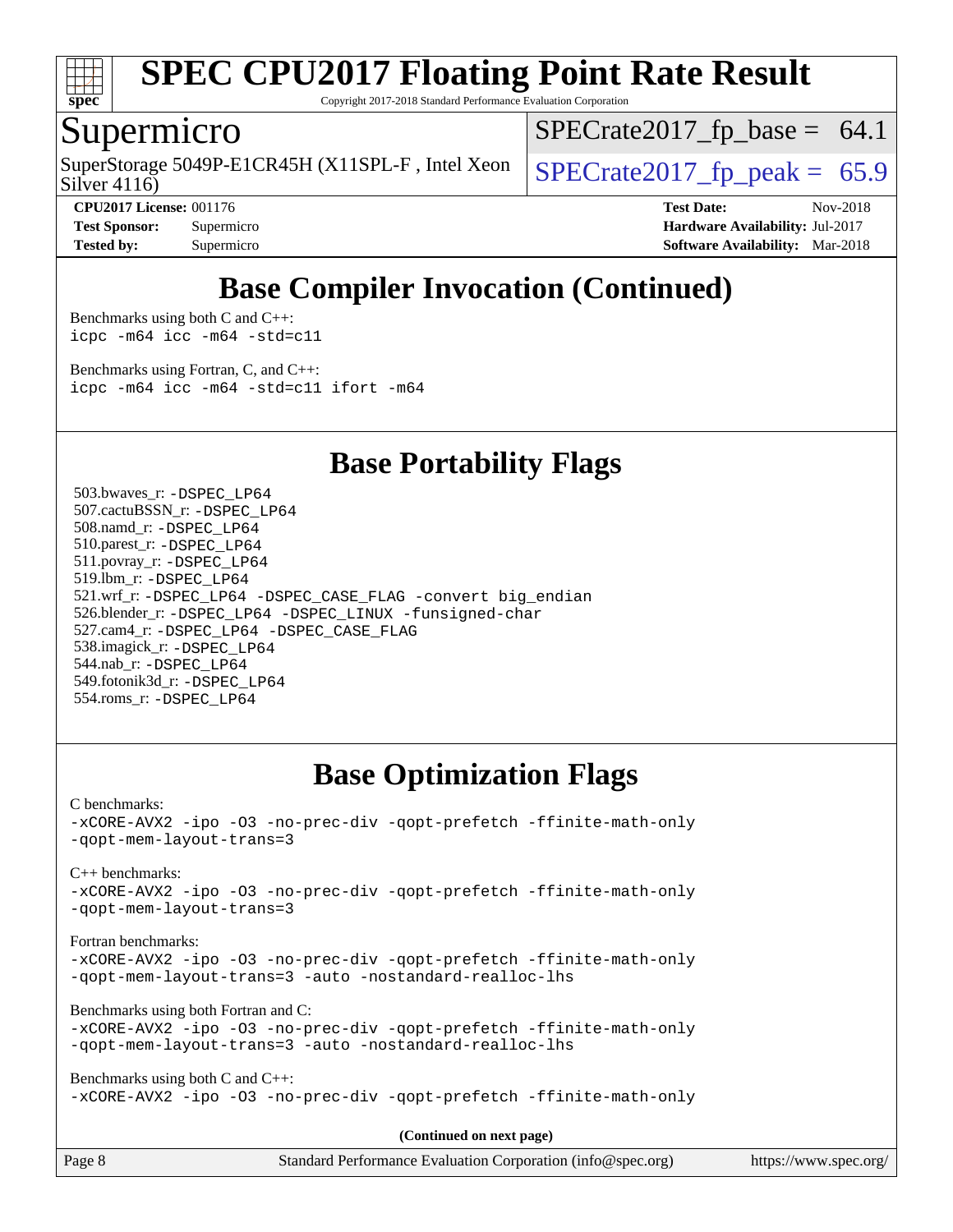# SPEC CPU2017 Floating Point Rate Result

Copyright 2017-2018 Standard Performance Evaluation Corporation

## Supermicro

SuperStorage 5049P-E1CR45H (X11SPL-F , Intel Xeon Silver 4116)

SPECrate2017_fp_base = 64.1

SPECrate2017_fp_peak = 65.9

**CPU2017 License:** 001176
**Test Sponsor:** Supermicro
**Tested by:** Supermicro

**Test Date:** Nov-2018
**Hardware Availability:** Jul-2017
**Software Availability:** Mar-2018

## Base Compiler Invocation (Continued)

Benchmarks using both C and C++:
```
icpc -m64 icc -m64 -std=c11
```

Benchmarks using Fortran, C, and C++:
```
icpc -m64 icc -m64 -std=c11 ifort -m64
```

## Base Portability Flags

503.bwaves_r: `-DSPEC_LP64`
507.cactuBSSN_r: `-DSPEC_LP64`
508.namd_r: `-DSPEC_LP64`
510.parest_r: `-DSPEC_LP64`
511.povray_r: `-DSPEC_LP64`
519.lbm_r: `-DSPEC_LP64`
521.wrf_r: `-DSPEC_LP64 -DSPEC_CASE_FLAG -convert big_endian`
526.blender_r: `-DSPEC_LP64 -DSPEC_LINUX -funsigned-char`
527.cam4_r: `-DSPEC_LP64 -DSPEC_CASE_FLAG`
538.imagick_r: `-DSPEC_LP64`
544.nab_r: `-DSPEC_LP64`
549.fotonik3d_r: `-DSPEC_LP64`
554.roms_r: `-DSPEC_LP64`

## Base Optimization Flags

C benchmarks:
```
-xCORE-AVX2 -ipo -O3 -no-prec-div -qopt-prefetch -ffinite-math-only
-qopt-mem-layout-trans=3
```

C++ benchmarks:
```
-xCORE-AVX2 -ipo -O3 -no-prec-div -qopt-prefetch -ffinite-math-only
-qopt-mem-layout-trans=3
```

Fortran benchmarks:
```
-xCORE-AVX2 -ipo -O3 -no-prec-div -qopt-prefetch -ffinite-math-only
-qopt-mem-layout-trans=3 -auto -nostandard-realloc-lhs
```

Benchmarks using both Fortran and C:
```
-xCORE-AVX2 -ipo -O3 -no-prec-div -qopt-prefetch -ffinite-math-only
-qopt-mem-layout-trans=3 -auto -nostandard-realloc-lhs
```

Benchmarks using both C and C++:
```
-xCORE-AVX2 -ipo -O3 -no-prec-div -qopt-prefetch -ffinite-math-only
```

**(Continued on next page)**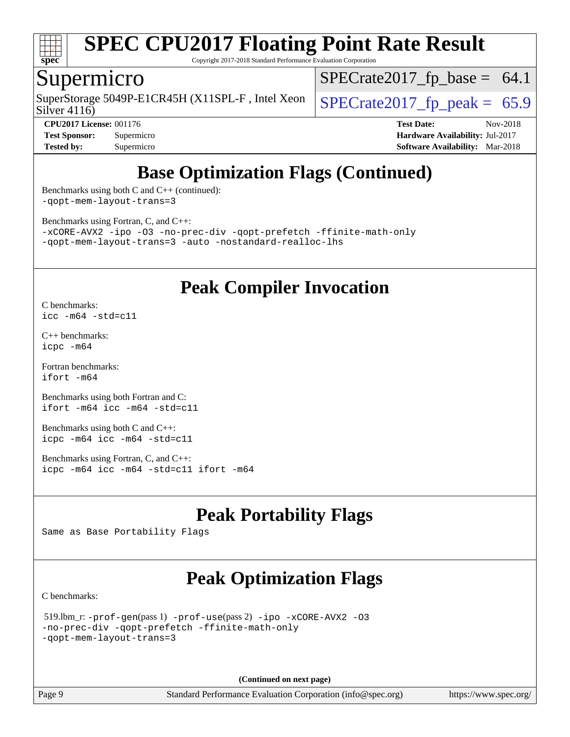# SPEC CPU2017 Floating Point Rate Result

Copyright 2017-2018 Standard Performance Evaluation Corporation

## Supermicro

SuperStorage 5049P-E1CR45H (X11SPL-F , Intel Xeon Silver 4116)

SPECrate2017_fp_base = 64.1

SPECrate2017_fp_peak = 65.9

**CPU2017 License:** 001176
**Test Sponsor:** Supermicro
**Tested by:** Supermicro

**Test Date:** Nov-2018
**Hardware Availability:** Jul-2017
**Software Availability:** Mar-2018

## Base Optimization Flags (Continued)

Benchmarks using both C and C++ (continued):
```
-qopt-mem-layout-trans=3
```

Benchmarks using Fortran, C, and C++:
```
-xCORE-AVX2 -ipo -O3 -no-prec-div -qopt-prefetch -ffinite-math-only
-qopt-mem-layout-trans=3 -auto -nostandard-realloc-lhs
```

## Peak Compiler Invocation

C benchmarks:
```
icc -m64 -std=c11
```

C++ benchmarks:
```
icpc -m64
```

Fortran benchmarks:
```
ifort -m64
```

Benchmarks using both Fortran and C:
```
ifort -m64 icc -m64 -std=c11
```

Benchmarks using both C and C++:
```
icpc -m64 icc -m64 -std=c11
```

Benchmarks using Fortran, C, and C++:
```
icpc -m64 icc -m64 -std=c11 ifort -m64
```

## Peak Portability Flags

Same as Base Portability Flags

## Peak Optimization Flags

C benchmarks:

519.lbm_r: -prof-gen(pass 1) -prof-use(pass 2) -ipo -xCORE-AVX2 -O3 -no-prec-div -qopt-prefetch -ffinite-math-only -qopt-mem-layout-trans=3

**(Continued on next page)**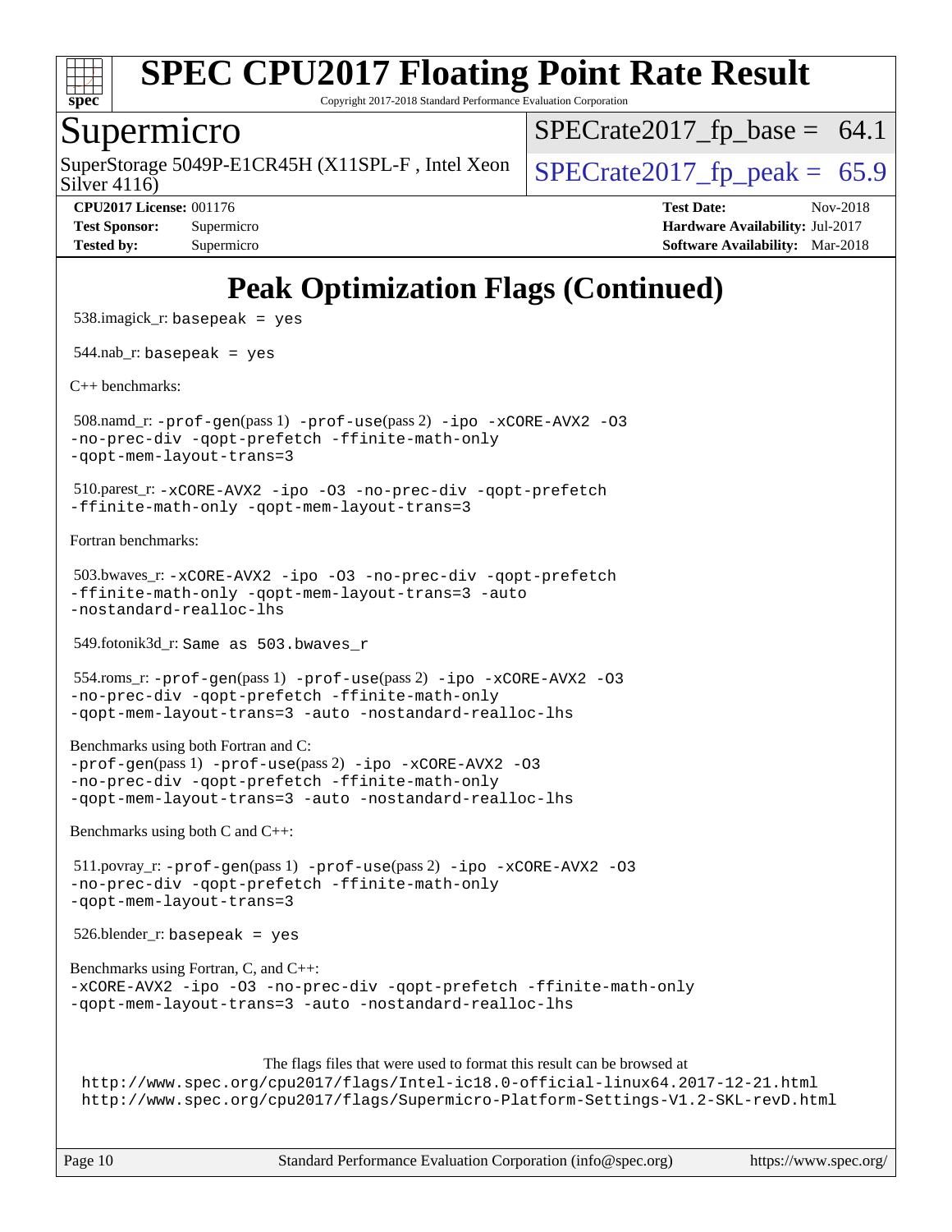# SPEC CPU2017 Floating Point Rate Result

Copyright 2017-2018 Standard Performance Evaluation Corporation

## Supermicro

SuperStorage 5049P-E1CR45H (X11SPL-F , Intel Xeon Silver 4116)

SPECrate2017_fp_base = 64.1

SPECrate2017_fp_peak = 65.9

**CPU2017 License:** 001176
**Test Sponsor:** Supermicro
**Tested by:** Supermicro

**Test Date:** Nov-2018
**Hardware Availability:** Jul-2017
**Software Availability:** Mar-2018

# Peak Optimization Flags (Continued)

538.imagick_r: `basepeak = yes`

544.nab_r: `basepeak = yes`

C++ benchmarks:

508.namd_r: `-prof-gen`(pass 1) `-prof-use`(pass 2) `-ipo -xCORE-AVX2 -O3 -no-prec-div -qopt-prefetch -ffinite-math-only -qopt-mem-layout-trans=3`

510.parest_r: `-xCORE-AVX2 -ipo -O3 -no-prec-div -qopt-prefetch -ffinite-math-only -qopt-mem-layout-trans=3`

Fortran benchmarks:

503.bwaves_r: `-xCORE-AVX2 -ipo -O3 -no-prec-div -qopt-prefetch -ffinite-math-only -qopt-mem-layout-trans=3 -auto -nostandard-realloc-lhs`

549.fotonik3d_r: `Same as 503.bwaves_r`

554.roms_r: `-prof-gen`(pass 1) `-prof-use`(pass 2) `-ipo -xCORE-AVX2 -O3 -no-prec-div -qopt-prefetch -ffinite-math-only -qopt-mem-layout-trans=3 -auto -nostandard-realloc-lhs`

Benchmarks using both Fortran and C:
`-prof-gen`(pass 1) `-prof-use`(pass 2) `-ipo -xCORE-AVX2 -O3 -no-prec-div -qopt-prefetch -ffinite-math-only -qopt-mem-layout-trans=3 -auto -nostandard-realloc-lhs`

Benchmarks using both C and C++:

511.povray_r: `-prof-gen`(pass 1) `-prof-use`(pass 2) `-ipo -xCORE-AVX2 -O3 -no-prec-div -qopt-prefetch -ffinite-math-only -qopt-mem-layout-trans=3`

526.blender_r: `basepeak = yes`

Benchmarks using Fortran, C, and C++:
`-xCORE-AVX2 -ipo -O3 -no-prec-div -qopt-prefetch -ffinite-math-only -qopt-mem-layout-trans=3 -auto -nostandard-realloc-lhs`

The flags files that were used to format this result can be browsed at
http://www.spec.org/cpu2017/flags/Intel-ic18.0-official-linux64.2017-12-21.html
http://www.spec.org/cpu2017/flags/Supermicro-Platform-Settings-V1.2-SKL-revD.html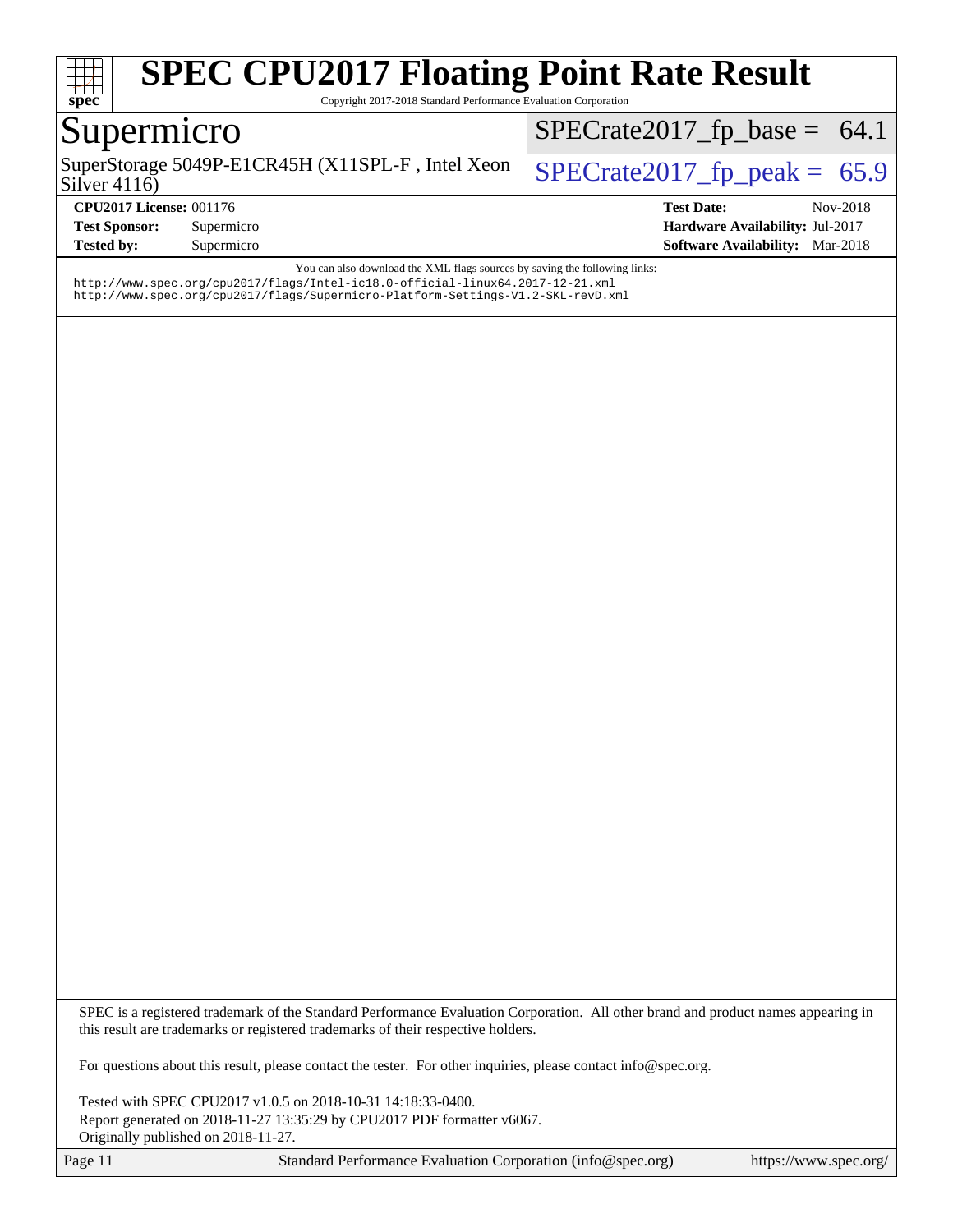You can also download the XML flags sources by saving the following links:
http://www.spec.org/cpu2017/flags/Intel-ic18.0-official-linux64.2017-12-21.xml
http://www.spec.org/cpu2017/flags/Supermicro-Platform-Settings-V1.2-SKL-revD.xml

SPEC is a registered trademark of the Standard Performance Evaluation Corporation. All other brand and product names appearing in this result are trademarks or registered trademarks of their respective holders.

For questions about this result, please contact the tester. For other inquiries, please contact info@spec.org.

Tested with SPEC CPU2017 v1.0.5 on 2018-10-31 14:18:33-0400.
Report generated on 2018-11-27 13:35:29 by CPU2017 PDF formatter v6067.
Originally published on 2018-11-27.